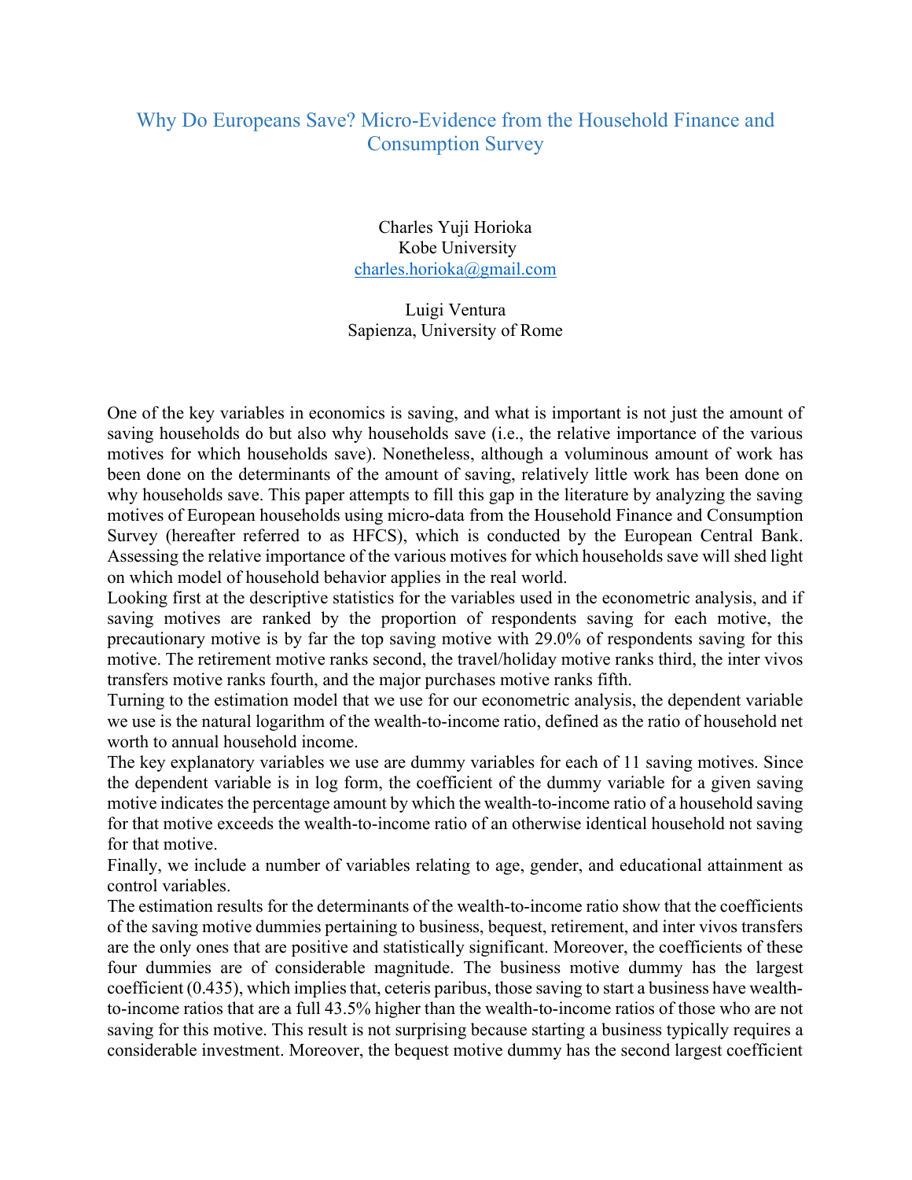# Why Do Europeans Save? Micro-Evidence from the Household Finance and Consumption Survey

Charles Yuji Horioka
Kobe University
charles.horioka@gmail.com

Luigi Ventura
Sapienza, University of Rome

One of the key variables in economics is saving, and what is important is not just the amount of saving households do but also why households save (i.e., the relative importance of the various motives for which households save). Nonetheless, although a voluminous amount of work has been done on the determinants of the amount of saving, relatively little work has been done on why households save. This paper attempts to fill this gap in the literature by analyzing the saving motives of European households using micro-data from the Household Finance and Consumption Survey (hereafter referred to as HFCS), which is conducted by the European Central Bank. Assessing the relative importance of the various motives for which households save will shed light on which model of household behavior applies in the real world.

Looking first at the descriptive statistics for the variables used in the econometric analysis, and if saving motives are ranked by the proportion of respondents saving for each motive, the precautionary motive is by far the top saving motive with 29.0% of respondents saving for this motive. The retirement motive ranks second, the travel/holiday motive ranks third, the inter vivos transfers motive ranks fourth, and the major purchases motive ranks fifth.

Turning to the estimation model that we use for our econometric analysis, the dependent variable we use is the natural logarithm of the wealth-to-income ratio, defined as the ratio of household net worth to annual household income.

The key explanatory variables we use are dummy variables for each of 11 saving motives. Since the dependent variable is in log form, the coefficient of the dummy variable for a given saving motive indicates the percentage amount by which the wealth-to-income ratio of a household saving for that motive exceeds the wealth-to-income ratio of an otherwise identical household not saving for that motive.

Finally, we include a number of variables relating to age, gender, and educational attainment as control variables.

The estimation results for the determinants of the wealth-to-income ratio show that the coefficients of the saving motive dummies pertaining to business, bequest, retirement, and inter vivos transfers are the only ones that are positive and statistically significant. Moreover, the coefficients of these four dummies are of considerable magnitude. The business motive dummy has the largest coefficient (0.435), which implies that, ceteris paribus, those saving to start a business have wealth-to-income ratios that are a full 43.5% higher than the wealth-to-income ratios of those who are not saving for this motive. This result is not surprising because starting a business typically requires a considerable investment. Moreover, the bequest motive dummy has the second largest coefficient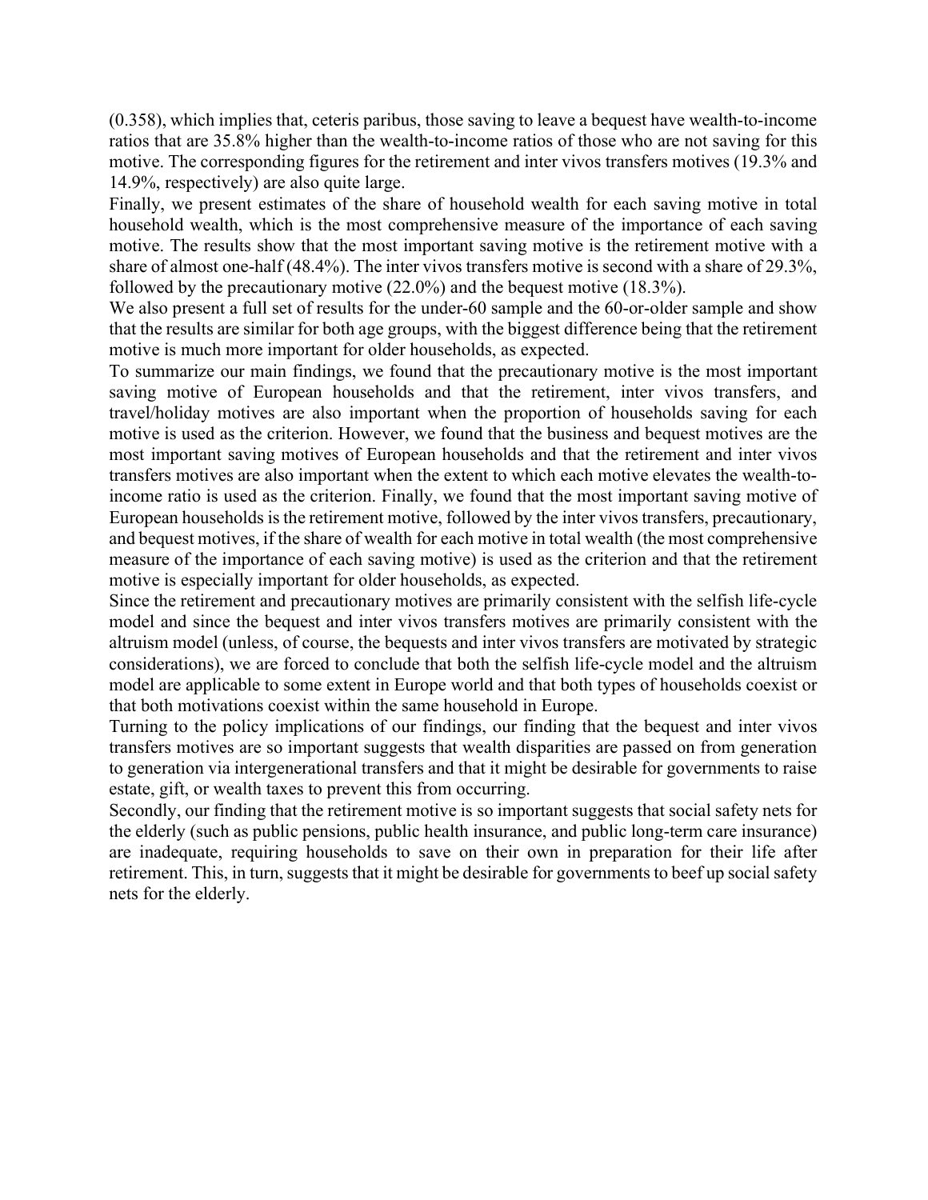(0.358), which implies that, ceteris paribus, those saving to leave a bequest have wealth-to-income ratios that are 35.8% higher than the wealth-to-income ratios of those who are not saving for this motive. The corresponding figures for the retirement and inter vivos transfers motives (19.3% and 14.9%, respectively) are also quite large.

Finally, we present estimates of the share of household wealth for each saving motive in total household wealth, which is the most comprehensive measure of the importance of each saving motive. The results show that the most important saving motive is the retirement motive with a share of almost one-half (48.4%). The inter vivos transfers motive is second with a share of 29.3%, followed by the precautionary motive (22.0%) and the bequest motive (18.3%).

We also present a full set of results for the under-60 sample and the 60-or-older sample and show that the results are similar for both age groups, with the biggest difference being that the retirement motive is much more important for older households, as expected.

To summarize our main findings, we found that the precautionary motive is the most important saving motive of European households and that the retirement, inter vivos transfers, and travel/holiday motives are also important when the proportion of households saving for each motive is used as the criterion. However, we found that the business and bequest motives are the most important saving motives of European households and that the retirement and inter vivos transfers motives are also important when the extent to which each motive elevates the wealth-to-income ratio is used as the criterion. Finally, we found that the most important saving motive of European households is the retirement motive, followed by the inter vivos transfers, precautionary, and bequest motives, if the share of wealth for each motive in total wealth (the most comprehensive measure of the importance of each saving motive) is used as the criterion and that the retirement motive is especially important for older households, as expected.

Since the retirement and precautionary motives are primarily consistent with the selfish life-cycle model and since the bequest and inter vivos transfers motives are primarily consistent with the altruism model (unless, of course, the bequests and inter vivos transfers are motivated by strategic considerations), we are forced to conclude that both the selfish life-cycle model and the altruism model are applicable to some extent in Europe world and that both types of households coexist or that both motivations coexist within the same household in Europe.

Turning to the policy implications of our findings, our finding that the bequest and inter vivos transfers motives are so important suggests that wealth disparities are passed on from generation to generation via intergenerational transfers and that it might be desirable for governments to raise estate, gift, or wealth taxes to prevent this from occurring.

Secondly, our finding that the retirement motive is so important suggests that social safety nets for the elderly (such as public pensions, public health insurance, and public long-term care insurance) are inadequate, requiring households to save on their own in preparation for their life after retirement. This, in turn, suggests that it might be desirable for governments to beef up social safety nets for the elderly.